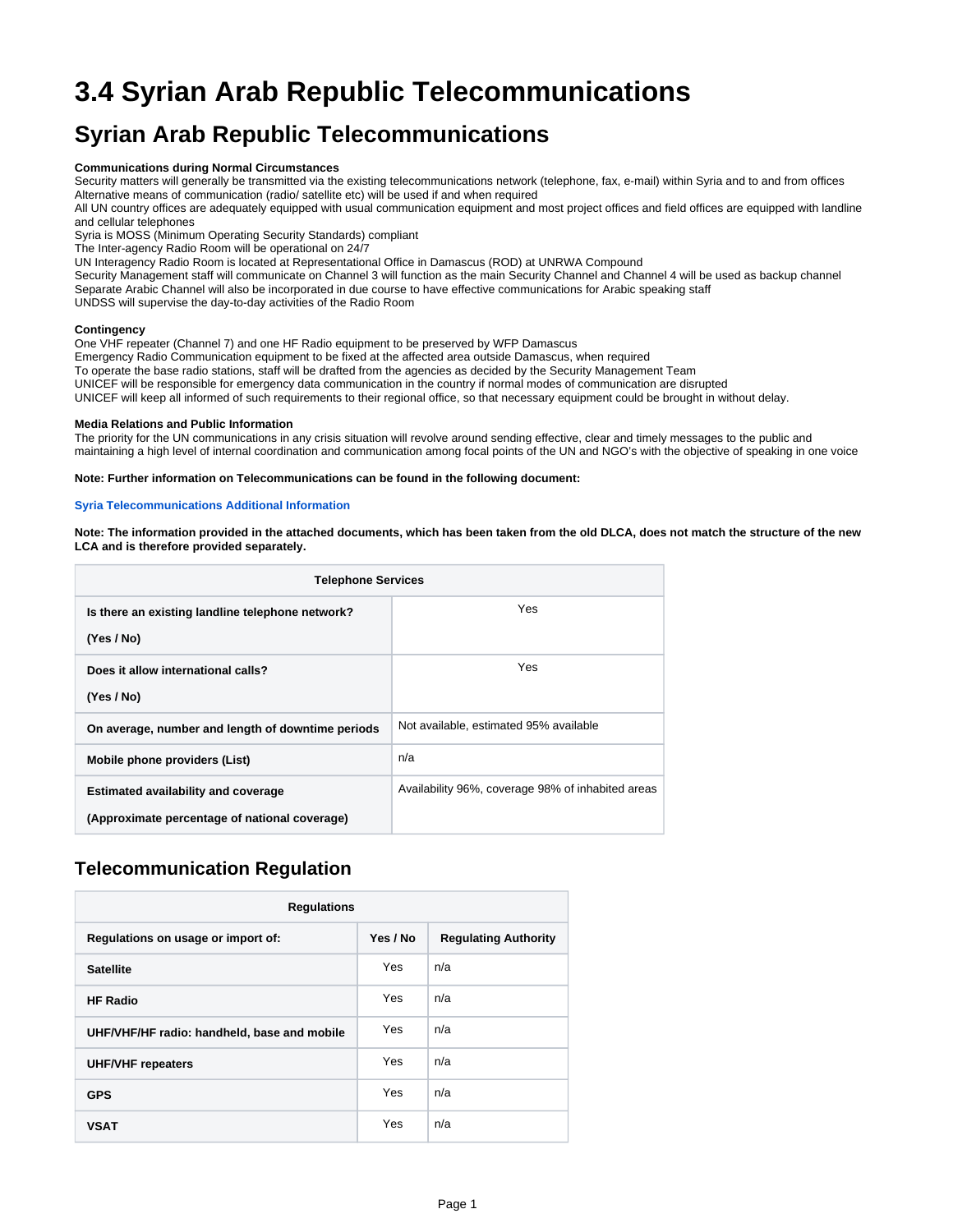# 3.4 Syrian Arab Republic Telecommunications

## Syrian Arab Republic Telecommunications

**Communications during Normal Circumstances**

Security matters will generally be transmitted via the existing telecommunications network (telephone, fax, e-mail) within Syria and to and from offices
Alternative means of communication (radio/ satellite etc) will be used if and when required
All UN country offices are adequately equipped with usual communication equipment and most project offices and field offices are equipped with landline and cellular telephones
Syria is MOSS (Minimum Operating Security Standards) compliant
The Inter-agency Radio Room will be operational on 24/7
UN Interagency Radio Room is located at Representational Office in Damascus (ROD) at UNRWA Compound
Security Management staff will communicate on Channel 3 will function as the main Security Channel and Channel 4 will be used as backup channel
Separate Arabic Channel will also be incorporated in due course to have effective communications for Arabic speaking staff
UNDSS will supervise the day-to-day activities of the Radio Room

**Contingency**

One VHF repeater (Channel 7) and one HF Radio equipment to be preserved by WFP Damascus
Emergency Radio Communication equipment to be fixed at the affected area outside Damascus, when required
To operate the base radio stations, staff will be drafted from the agencies as decided by the Security Management Team
UNICEF will be responsible for emergency data communication in the country if normal modes of communication are disrupted
UNICEF will keep all informed of such requirements to their regional office, so that necessary equipment could be brought in without delay.

**Media Relations and Public Information**

The priority for the UN communications in any crisis situation will revolve around sending effective, clear and timely messages to the public and maintaining a high level of internal coordination and communication among focal points of the UN and NGO's with the objective of speaking in one voice

**Note: Further information on Telecommunications can be found in the following document:**

Syria Telecommunications Additional Information

**Note: The information provided in the attached documents, which has been taken from the old DLCA, does not match the structure of the new LCA and is therefore provided separately.**

| Telephone Services | |
|---|---|
| **Is there an existing landline telephone network? (Yes / No)** | Yes |
| **Does it allow international calls? (Yes / No)** | Yes |
| **On average, number and length of downtime periods** | Not available, estimated 95% available |
| **Mobile phone providers (List)** | n/a |
| **Estimated availability and coverage (Approximate percentage of national coverage)** | Availability 96%, coverage 98% of inhabited areas |

## Telecommunication Regulation

| Regulations | | |
|---|---|---|
| **Regulations on usage or import of:** | **Yes / No** | **Regulating Authority** |
| **Satellite** | Yes | n/a |
| **HF Radio** | Yes | n/a |
| **UHF/VHF/HF radio: handheld, base and mobile** | Yes | n/a |
| **UHF/VHF repeaters** | Yes | n/a |
| **GPS** | Yes | n/a |
| **VSAT** | Yes | n/a |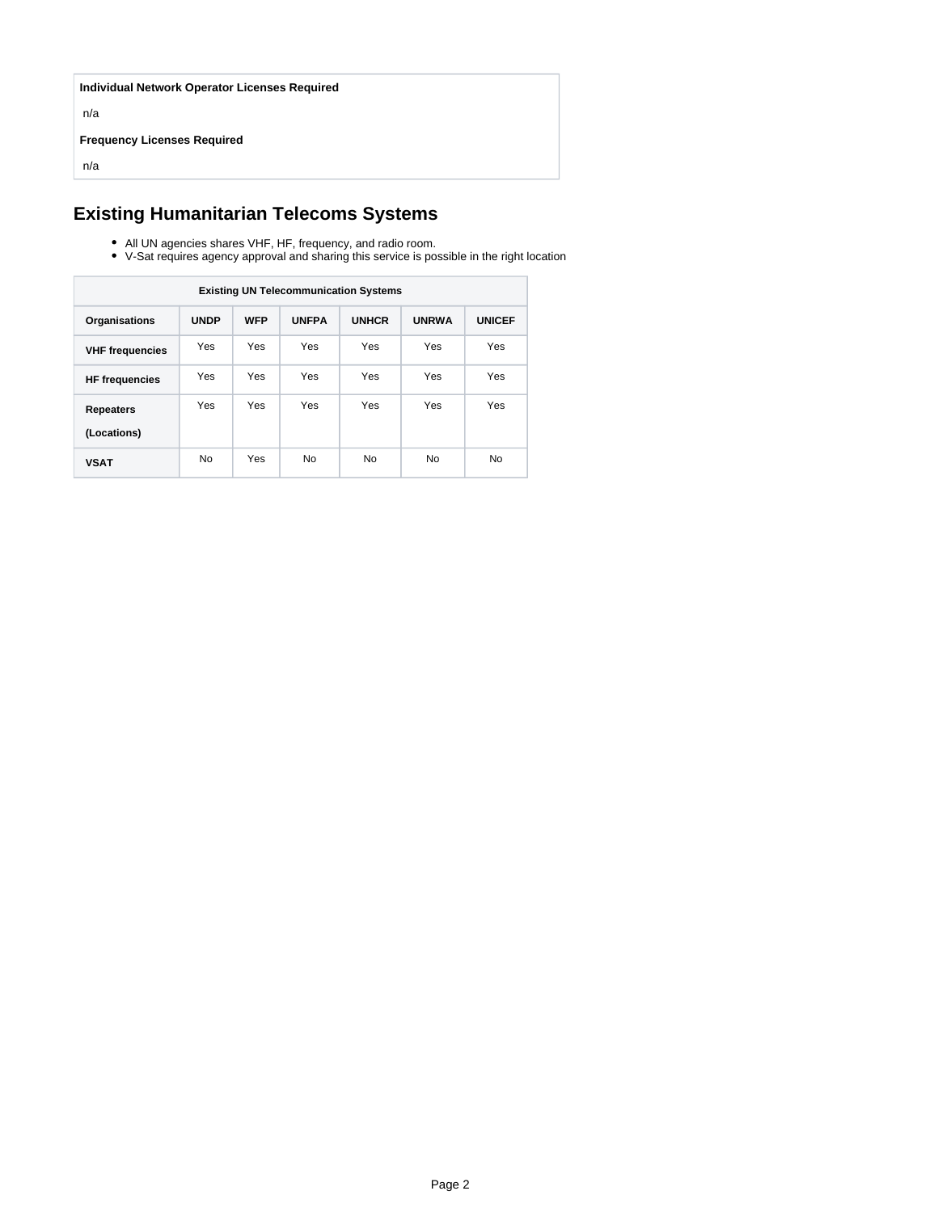**Individual Network Operator Licenses Required**

n/a

**Frequency Licenses Required**

n/a

## Existing Humanitarian Telecoms Systems

- All UN agencies shares VHF, HF, frequency, and radio room.
- V-Sat requires agency approval and sharing this service is possible in the right location

| Existing UN Telecommunication Systems | | | | | | |
|---|---|---|---|---|---|---|
| **Organisations** | **UNDP** | **WFP** | **UNFPA** | **UNHCR** | **UNRWA** | **UNICEF** |
| **VHF frequencies** | Yes | Yes | Yes | Yes | Yes | Yes |
| **HF frequencies** | Yes | Yes | Yes | Yes | Yes | Yes |
| **Repeaters (Locations)** | Yes | Yes | Yes | Yes | Yes | Yes |
| **VSAT** | No | Yes | No | No | No | No |